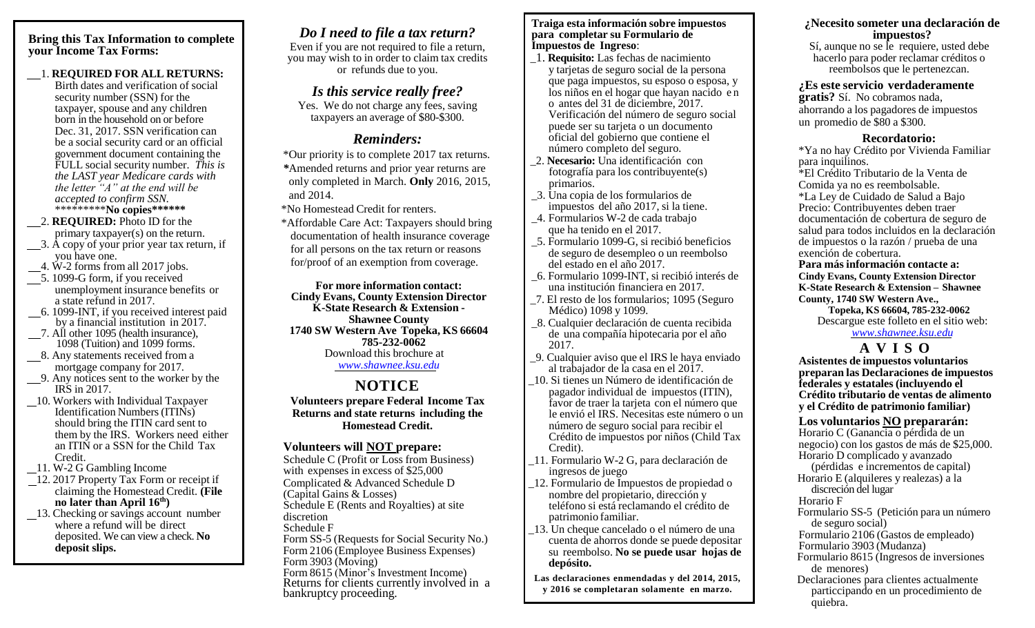## Bring this Tax Information to complete your Income Tax Forms:

__1. **REQUIRED FOR ALL RETURNS:** Birth dates and verification of social security number (SSN) for the taxpayer, spouse and any children born in the household on or before Dec. 31, 2017. SSN verification can be a social security card or an official government document containing the FULL social security number. *This is the LAST year Medicare cards with the letter "A" at the end will be accepted to confirm SSN.* *********No copies******

__2. **REQUIRED:** Photo ID for the primary taxpayer(s) on the return.

__3. A copy of your prior year tax return, if you have one.

__4. W-2 forms from all 2017 jobs.

__5. 1099-G form, if you received unemployment insurance benefits or a state refund in 2017.

__6. 1099-INT, if you received interest paid by a financial institution in 2017.

__7. All other 1095 (health insurance), 1098 (Tuition) and 1099 forms.

__8. Any statements received from a mortgage company for 2017.

__9. Any notices sent to the worker by the IRS in 2017.

__10. Workers with Individual Taxpayer Identification Numbers (ITINs) should bring the ITIN card sent to them by the IRS. Workers need either an ITIN or a SSN for the Child Tax Credit.

__11. W-2 G Gambling Income

__12. 2017 Property Tax Form or receipt if claiming the Homestead Credit. **(File no later than April 16th)**

__13. Checking or savings account number where a refund will be direct deposited. We can view a check. **No deposit slips.**

## *Do I need to file a tax return?*

Even if you are not required to file a return, you may wish to in order to claim tax credits or refunds due to you.

## *Is this service really free?*

Yes. We do not charge any fees, saving taxpayers an average of $80-$300.

## *Reminders:*

*Our priority is to complete 2017 tax returns.

***Amended returns and prior year returns are only completed in March. **Only** 2016, 2015, and 2014.

*No Homestead Credit for renters.

*Affordable Care Act: Taxpayers should bring documentation of health insurance coverage for all persons on the tax return or reasons for/proof of an exemption from coverage.

**For more information contact:**
**Cindy Evans, County Extension Director**
**K-State Research & Extension - Shawnee County**
**1740 SW Western Ave Topeka, KS 66604**
**785-232-0062**
Download this brochure at
*www.shawnee.ksu.edu*

## NOTICE

**Volunteers prepare Federal Income Tax Returns and state returns including the Homestead Credit.**

### Volunteers will NOT prepare:

Schedule C (Profit or Loss from Business) with expenses in excess of $25,000
Complicated & Advanced Schedule D (Capital Gains & Losses)
Schedule E (Rents and Royalties) at site discretion
Schedule F
Form SS-5 (Requests for Social Security No.)
Form 2106 (Employee Business Expenses)
Form 3903 (Moving)
Form 8615 (Minor's Investment Income)
Returns for clients currently involved in a bankruptcy proceeding.

## Traiga esta información sobre impuestos para completar su Formulario de Impuestos de Ingreso:

_1. **Requisito:** Las fechas de nacimiento y tarjetas de seguro social de la persona que paga impuestos, su esposo o esposa, y los niños en el hogar que hayan nacido en o antes del 31 de diciembre, 2017. Verificación del número de seguro social puede ser su tarjeta o un documento oficial del gobierno que contiene el número completo del seguro.

_2. **Necesario:** Una identificación con fotografía para los contribuyente(s) primarios.

_3. Una copia de los formularios de impuestos del año 2017, si la tiene.

_4. Formularios W-2 de cada trabajo que ha tenido en el 2017.

_5. Formulario 1099-G, si recibió beneficios de seguro de desempleo o un reembolso del estado en el año 2017.

_6. Formulario 1099-INT, si recibió interés de una institución financiera en 2017.

_7. El resto de los formularios; 1095 (Seguro Médico) 1098 y 1099.

_8. Cualquier declaración de cuenta recibida de una compañía hipotecaria por el año 2017.

_9. Cualquier aviso que el IRS le haya enviado al trabajador de la casa en el 2017.

_10. Si tienes un Número de identificación de pagador individual de impuestos (ITIN), favor de traer la tarjeta con el número que le envió el IRS. Necesitas este número o un número de seguro social para recibir el Crédito de impuestos por niños (Child Tax Credit).

_11. Formulario W-2 G, para declaración de ingresos de juego

_12. Formulario de Impuestos de propiedad o nombre del propietario, dirección y teléfono si está reclamando el crédito de patrimonio familiar.

_13. Un cheque cancelado o el número de una cuenta de ahorros donde se puede depositar su reembolso. **No se puede usar hojas de depósito.**

**Las declaraciones enmendadas y del 2014, 2015, y 2016 se completaran solamente en marzo.**

## ¿Necesito someter una declaración de impuestos?

Sí, aunque no se le requiere, usted debe hacerlo para poder reclamar créditos o reembolsos que le pertenezcan.

**¿Es este servicio verdaderamente gratis?** Sí. No cobramos nada, ahorrando a los pagadores de impuestos un promedio de $80 a $300.

### Recordatorio:

*Ya no hay Crédito por Vivienda Familiar para inquilinos.

*El Crédito Tributario de la Venta de Comida ya no es reembolsable.

*La Ley de Cuidado de Salud a Bajo Precio: Contribuyentes deben traer documentación de cobertura de seguro de salud para todos incluidos en la declaración de impuestos o la razón / prueba de una exención de cobertura.

**Para más información contacte a:**
**Cindy Evans, County Extension Director**
**K-State Research & Extension – Shawnee County, 1740 SW Western Ave.,**
**Topeka, KS 66604, 785-232-0062**
Descargue este folleto en el sitio web:
*www.shawnee.ksu.edu*

## A V I S O

**Asistentes de impuestos voluntarios preparan las Declaraciones de impuestos federales y estatales (incluyendo el Crédito tributario de ventas de alimento y el Crédito de patrimonio familiar)**

### Los voluntarios NO prepararán:

Horario C (Ganancia o pérdida de un negocio) con los gastos de más de $25,000.
Horario D complicado y avanzado (pérdidas e incrementos de capital)
Horario E (alquileres y realezas) a la discreción del lugar
Horario F
Formulario SS-5 (Petición para un número de seguro social)
Formulario 2106 (Gastos de empleado)
Formulario 3903 (Mudanza)
Formulario 8615 (Ingresos de inversiones de menores)
Declaraciones para clientes actualmente particcipando en un procedimiento de quiebra.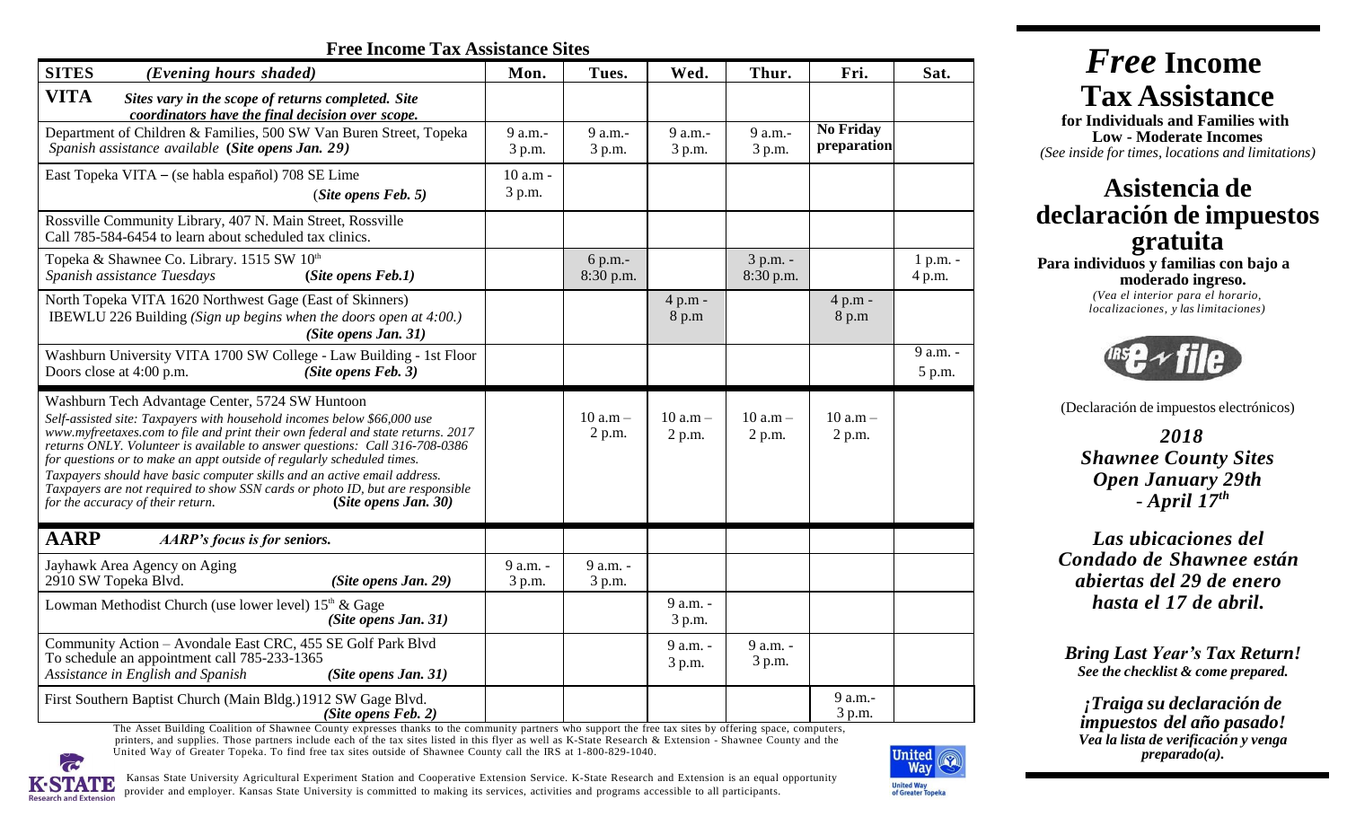## Free Income Tax Assistance Sites

| SITES *(Evening hours shaded)* | Mon. | Tues. | Wed. | Thur. | Fri. | Sat. |
|---|---|---|---|---|---|---|
| **VITA** *Sites vary in the scope of returns completed. Site coordinators have the final decision over scope.* | | | | | | |
| Department of Children & Families, 500 SW Van Buren Street, Topeka *Spanish assistance available* **(Site opens Jan. 29)** | 9 a.m.- 3 p.m. | 9 a.m.- 3 p.m. | 9 a.m.- 3 p.m. | 9 a.m.- 3 p.m. | **No Friday preparation** | |
| East Topeka VITA – (se habla español) 708 SE Lime (*Site opens Feb. 5)* | 10 a.m - 3 p.m. | | | | | |
| Rossville Community Library, 407 N. Main Street, Rossville Call 785-584-6454 to learn about scheduled tax clinics. | | | | | | |
| Topeka & Shawnee Co. Library. 1515 SW 10th *Spanish assistance Tuesdays* **(Site opens Feb.1)** | | 6 p.m.- 8:30 p.m. | | 3 p.m. - 8:30 p.m. | | 1 p.m. - 4 p.m. |
| North Topeka VITA 1620 Northwest Gage (East of Skinners) IBEWLU 226 Building *(Sign up begins when the doors open at 4:00.)* *(Site opens Jan. 31)* | | | 4 p.m - 8 p.m | | 4 p.m - 8 p.m | |
| Washburn University VITA 1700 SW College - Law Building - 1st Floor Doors close at 4:00 p.m. *(Site opens Feb. 3)* | | | | | | 9 a.m. - 5 p.m. |
| Washburn Tech Advantage Center, 5724 SW Huntoon *Self-assisted site: Taxpayers with household incomes below $66,000 use www.myfreetaxes.com to file and print their own federal and state returns. 2017 returns ONLY. Volunteer is available to answer questions: Call 316-708-0386 for questions or to make an appt outside of regularly scheduled times. Taxpayers should have basic computer skills and an active email address. Taxpayers are not required to show SSN cards or photo ID, but are responsible for the accuracy of their return.* **(Site opens Jan. 30)** | | 10 a.m – 2 p.m. | 10 a.m – 2 p.m. | 10 a.m – 2 p.m. | 10 a.m – 2 p.m. | |
| **AARP** *AARP's focus is for seniors.* | | | | | | |
| Jayhawk Area Agency on Aging 2910 SW Topeka Blvd. *(Site opens Jan. 29)* | 9 a.m. - 3 p.m. | 9 a.m. - 3 p.m. | | | | |
| Lowman Methodist Church (use lower level) 15th & Gage *(Site opens Jan. 31)* | | | 9 a.m. - 3 p.m. | | | |
| Community Action – Avondale East CRC, 455 SE Golf Park Blvd To schedule an appointment call 785-233-1365 *Assistance in English and Spanish* *(Site opens Jan. 31)* | | | 9 a.m. - 3 p.m. | 9 a.m. - 3 p.m. | | |
| First Southern Baptist Church (Main Bldg.)1912 SW Gage Blvd. *(Site opens Feb. 2)* | | | | | 9 a.m.- 3 p.m. | |

The Asset Building Coalition of Shawnee County expresses thanks to the community partners who support the free tax sites by offering space, computers, printers, and supplies. Those partners include each of the tax sites listed in this flyer as well as K-State Research & Extension - Shawnee County and the United Way of Greater Topeka. To find free tax sites outside of Shawnee County call the IRS at 1-800-829-1040.

K-STATE Research and Extension

Kansas State University Agricultural Experiment Station and Cooperative Extension Service. K-State Research and Extension is an equal opportunity provider and employer. Kansas State University is committed to making its services, activities and programs accessible to all participants.

United Way of Greater Topeka

# *Free* Income Tax Assistance

**for Individuals and Families with Low - Moderate Incomes**

*(See inside for times, locations and limitations)*

# Asistencia de declaración de impuestos gratuita

**Para individuos y familias con bajo a moderado ingreso.**

*(Vea el interior para el horario, localizaciones, y las limitaciones)*

IRS e-file

(Declaración de impuestos electrónicos)

***2018 Shawnee County Sites Open January 29th - April 17th***

***Las ubicaciones del Condado de Shawnee están abiertas del 29 de enero hasta el 17 de abril.***

***Bring Last Year's Tax Return!***
***See the checklist & come prepared.***

***¡Traiga su declaración de impuestos del año pasado!***
***Vea la lista de verificación y venga preparado(a).***